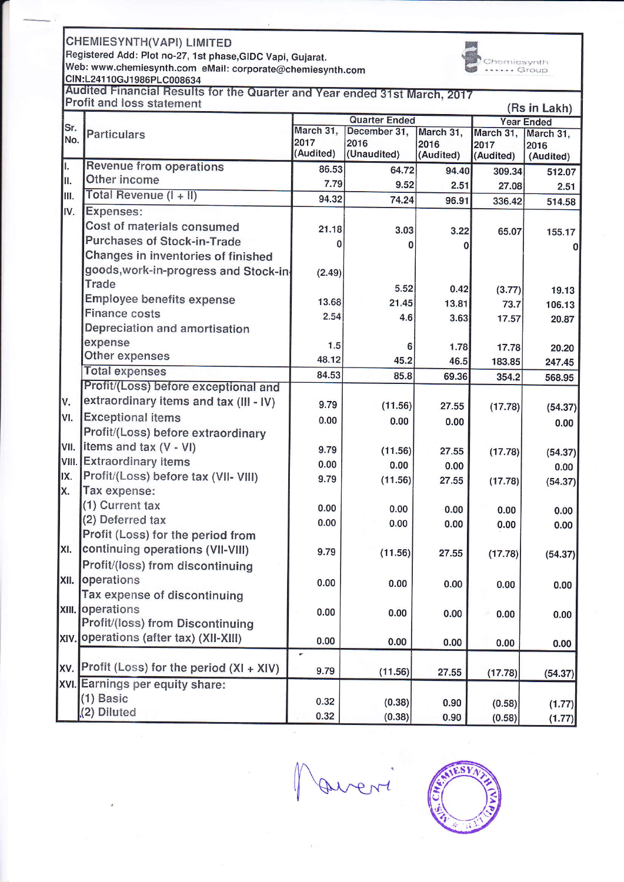**CHEMIESYNTH(VAPI) LIMITED**
Registered Add: Plot no-27, 1st phase,GIDC Vapi, Gujarat.
Web: www.chemiesynth.com eMail: corporate@chemiesynth.com
CIN:L24110GJ1986PLC008634

**Audited Financial Results for the Quarter and Year ended 31st March, 2017**
**Profit and loss statement**

(Rs in Lakh)

| Sr. No. | Particulars | Quarter Ended | | | Year Ended | |
|---|---|---|---|---|---|---|
| | | March 31, 2017 (Audited) | December 31, 2016 (Unaudited) | March 31, 2016 (Audited) | March 31, 2017 (Audited) | March 31, 2016 (Audited) |
| I. | Revenue from operations | 86.53 | 64.72 | 94.40 | 309.34 | 512.07 |
| II. | Other income | 7.79 | 9.52 | 2.51 | 27.08 | 2.51 |
| III. | Total Revenue (I + II) | 94.32 | 74.24 | 96.91 | 336.42 | 514.58 |
| IV. | Expenses: | | | | | |
| | Cost of materials consumed | 21.18 | 3.03 | 3.22 | 65.07 | 155.17 |
| | Purchases of Stock-in-Trade | 0 | 0 | 0 | | 0 |
| | Changes in inventories of finished goods,work-in-progress and Stock-in-Trade | (2.49) | 5.52 | 0.42 | (3.77) | 19.13 |
| | Employee benefits expense | 13.68 | 21.45 | 13.81 | 73.7 | 106.13 |
| | Finance costs | 2.54 | 4.6 | 3.63 | 17.57 | 20.87 |
| | Depreciation and amortisation expense | 1.5 | 6 | 1.78 | 17.78 | 20.20 |
| | Other expenses | 48.12 | 45.2 | 46.5 | 183.85 | 247.45 |
| | Total expenses | 84.53 | 85.8 | 69.36 | 354.2 | 568.95 |
| V. | Profit/(Loss) before exceptional and extraordinary items and tax (III - IV) | 9.79 | (11.56) | 27.55 | (17.78) | (54.37) |
| VI. | Exceptional items | 0.00 | 0.00 | 0.00 | | 0.00 |
| VII. | Profit/(Loss) before extraordinary items and tax (V - VI) | 9.79 | (11.56) | 27.55 | (17.78) | (54.37) |
| VIII. | Extraordinary items | 0.00 | 0.00 | 0.00 | | 0.00 |
| IX. | Profit/(Loss) before tax (VII- VIII) | 9.79 | (11.56) | 27.55 | (17.78) | (54.37) |
| X. | Tax expense: | | | | | |
| | (1) Current tax | 0.00 | 0.00 | 0.00 | 0.00 | 0.00 |
| | (2) Deferred tax | 0.00 | 0.00 | 0.00 | 0.00 | 0.00 |
| XI. | Profit (Loss) for the period from continuing operations (VII-VIII) | 9.79 | (11.56) | 27.55 | (17.78) | (54.37) |
| XII. | Profit/(loss) from discontinuing operations | 0.00 | 0.00 | 0.00 | 0.00 | 0.00 |
| XIII. | Tax expense of discontinuing operations | 0.00 | 0.00 | 0.00 | 0.00 | 0.00 |
| XIV. | Profit/(loss) from Discontinuing operations (after tax) (XII-XIII) | 0.00 | 0.00 | 0.00 | 0.00 | 0.00 |
| XV. | Profit (Loss) for the period (XI + XIV) | 9.79 | (11.56) | 27.55 | (17.78) | (54.37) |
| XVI. | Earnings per equity share: | | | | | |
| | (1) Basic | 0.32 | (0.38) | 0.90 | (0.58) | (1.77) |
| | (2) Diluted | 0.32 | (0.38) | 0.90 | (0.58) | (1.77) |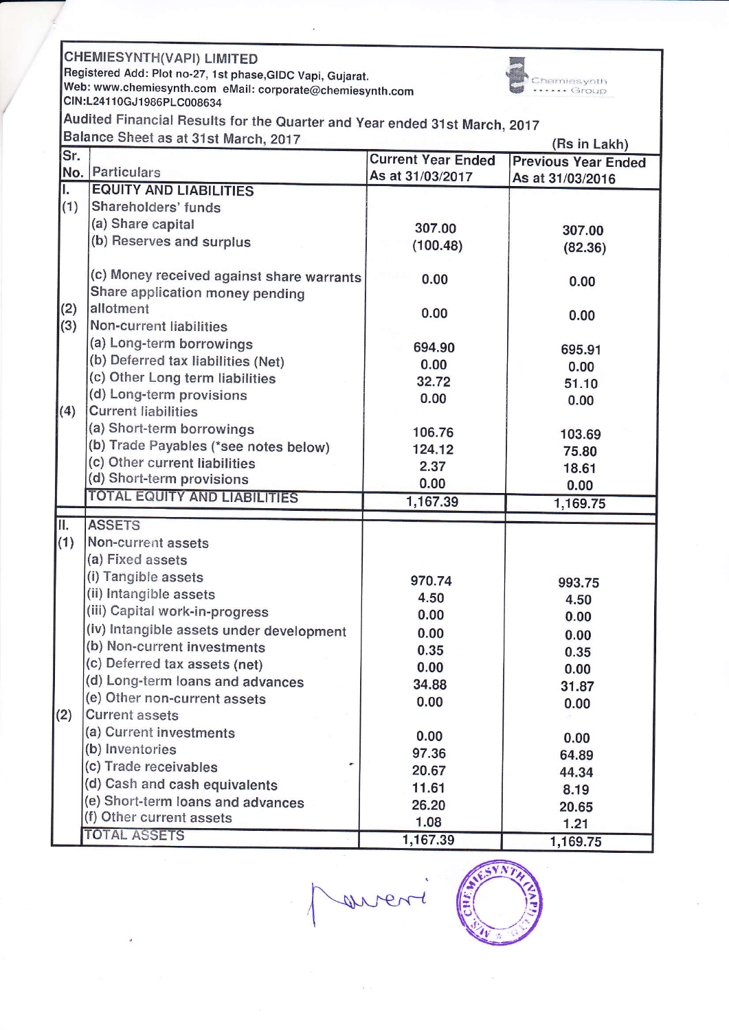**CHEMIESYNTH(VAPI) LIMITED**
Registered Add: Plot no-27, 1st phase,GIDC Vapi, Gujarat.
Web: www.chemiesynth.com eMail: corporate@chemiesynth.com
CIN:L24110GJ1986PLC008634

Audited Financial Results for the Quarter and Year ended 31st March, 2017
Balance Sheet as at 31st March, 2017

(Rs in Lakh)

| Sr. No. | Particulars | Current Year Ended As at 31/03/2017 | Previous Year Ended As at 31/03/2016 |
|---|---|---|---|
| I. | **EQUITY AND LIABILITIES** | | |
| (1) | Shareholders' funds | | |
| | (a) Share capital | 307.00 | 307.00 |
| | (b) Reserves and surplus | (100.48) | (82.36) |
| | (c) Money received against share warrants | 0.00 | 0.00 |
| (2) | Share application money pending allotment | 0.00 | 0.00 |
| (3) | Non-current liabilities | | |
| | (a) Long-term borrowings | 694.90 | 695.91 |
| | (b) Deferred tax liabilities (Net) | 0.00 | 0.00 |
| | (c) Other Long term liabilities | 32.72 | 51.10 |
| | (d) Long-term provisions | 0.00 | 0.00 |
| (4) | Current liabilities | | |
| | (a) Short-term borrowings | 106.76 | 103.69 |
| | (b) Trade Payables (*see notes below) | 124.12 | 75.80 |
| | (c) Other current liabilities | 2.37 | 18.61 |
| | (d) Short-term provisions | 0.00 | 0.00 |
| | TOTAL EQUITY AND LIABILITIES | 1,167.39 | 1,169.75 |
| II. | ASSETS | | |
| (1) | Non-current assets | | |
| | (a) Fixed assets | | |
| | (i) Tangible assets | 970.74 | 993.75 |
| | (ii) Intangible assets | 4.50 | 4.50 |
| | (iii) Capital work-in-progress | 0.00 | 0.00 |
| | (iv) Intangible assets under development | 0.00 | 0.00 |
| | (b) Non-current investments | 0.35 | 0.35 |
| | (c) Deferred tax assets (net) | 0.00 | 0.00 |
| | (d) Long-term loans and advances | 34.88 | 31.87 |
| | (e) Other non-current assets | 0.00 | 0.00 |
| (2) | Current assets | | |
| | (a) Current investments | 0.00 | 0.00 |
| | (b) Inventories | 97.36 | 64.89 |
| | (c) Trade receivables | 20.67 | 44.34 |
| | (d) Cash and cash equivalents | 11.61 | 8.19 |
| | (e) Short-term loans and advances | 26.20 | 20.65 |
| | (f) Other current assets | 1.08 | 1.21 |
| | TOTAL ASSETS | 1,167.39 | 1,169.75 |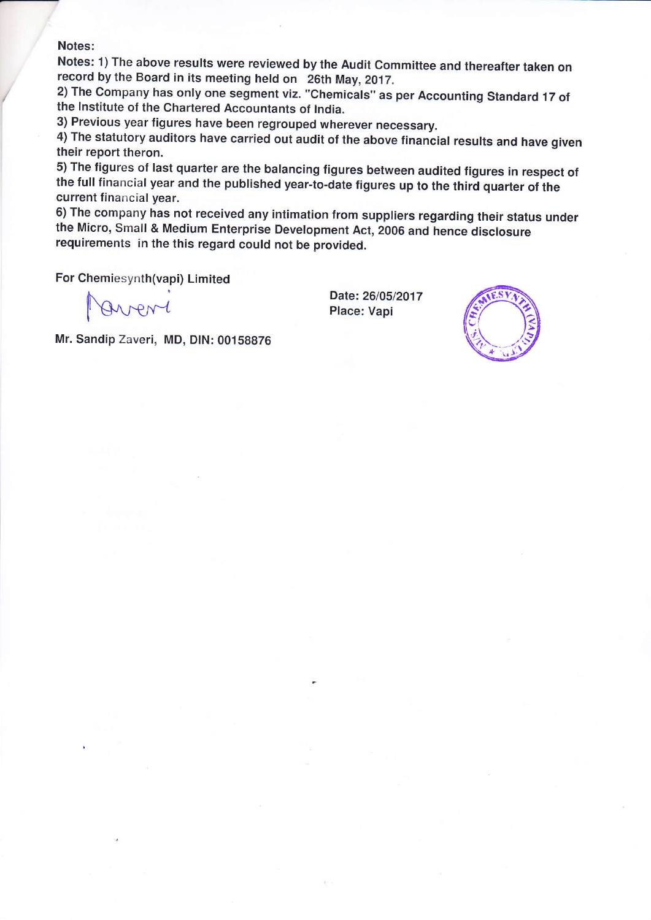Notes:

Notes: 1) The above results were reviewed by the Audit Committee and thereafter taken on record by the Board in its meeting held on 26th May, 2017.

2) The Company has only one segment viz. "Chemicals" as per Accounting Standard 17 of the Institute of the Chartered Accountants of India.

3) Previous year figures have been regrouped wherever necessary.

4) The statutory auditors have carried out audit of the above financial results and have given their report theron.

5) The figures of last quarter are the balancing figures between audited figures in respect of the full financial year and the published year-to-date figures up to the third quarter of the current financial year.

6) The company has not received any intimation from suppliers regarding their status under the Micro, Small & Medium Enterprise Development Act, 2006 and hence disclosure requirements in the this regard could not be provided.

For Chemiesynth(vapi) Limited

Mr. Sandip Zaveri, MD, DIN: 00158876

Date: 26/05/2017

Place: Vapi